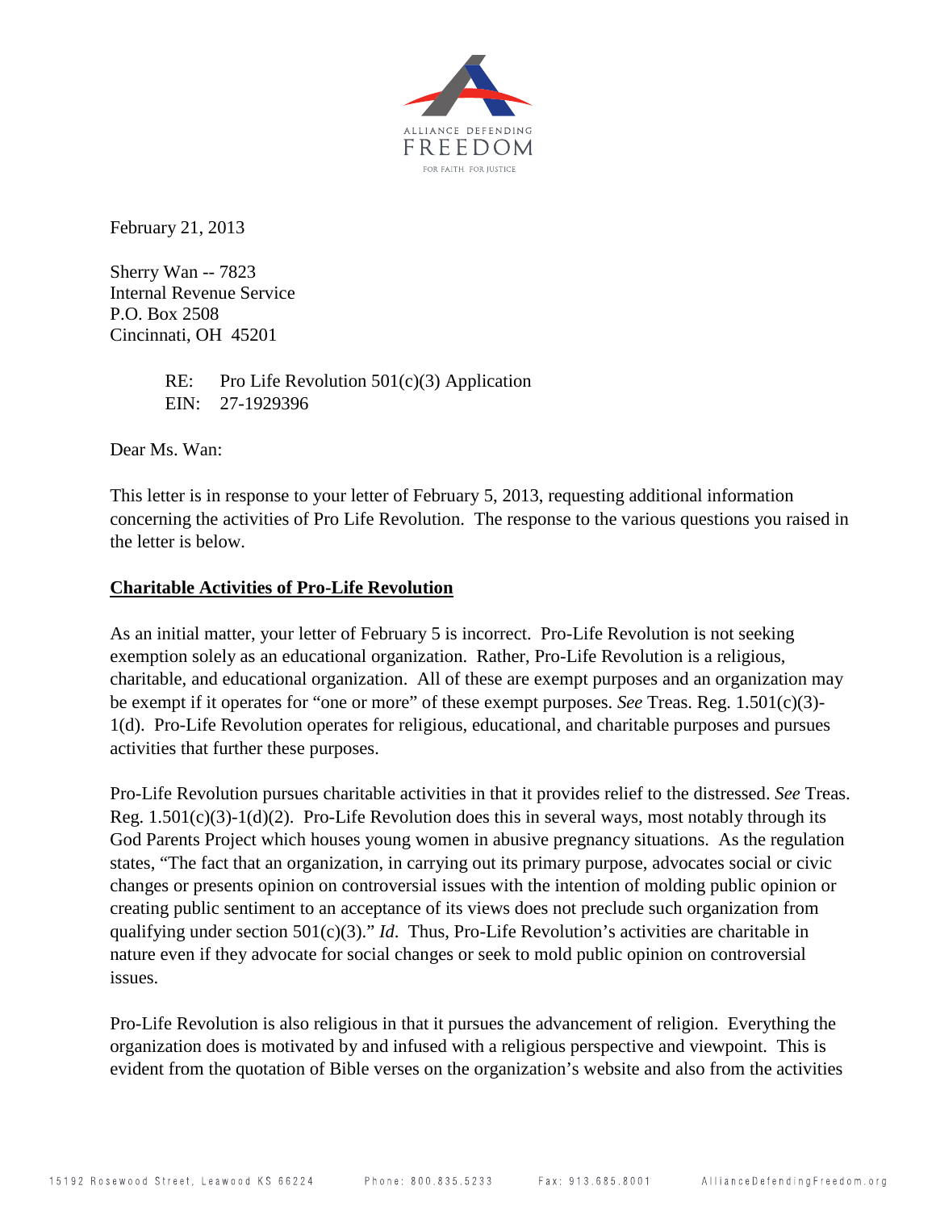ALLIANCE DEFENDING FREEDOM

FOR FAITH. FOR JUSTICE

February 21, 2013

Sherry Wan -- 7823
Internal Revenue Service
P.O. Box 2508
Cincinnati, OH 45201

RE: Pro Life Revolution 501(c)(3) Application
EIN: 27-1929396

Dear Ms. Wan:

This letter is in response to your letter of February 5, 2013, requesting additional information concerning the activities of Pro Life Revolution. The response to the various questions you raised in the letter is below.

**Charitable Activities of Pro-Life Revolution**

As an initial matter, your letter of February 5 is incorrect. Pro-Life Revolution is not seeking exemption solely as an educational organization. Rather, Pro-Life Revolution is a religious, charitable, and educational organization. All of these are exempt purposes and an organization may be exempt if it operates for "one or more" of these exempt purposes. *See* Treas. Reg. 1.501(c)(3)-1(d). Pro-Life Revolution operates for religious, educational, and charitable purposes and pursues activities that further these purposes.

Pro-Life Revolution pursues charitable activities in that it provides relief to the distressed. *See* Treas. Reg. 1.501(c)(3)-1(d)(2). Pro-Life Revolution does this in several ways, most notably through its God Parents Project which houses young women in abusive pregnancy situations. As the regulation states, "The fact that an organization, in carrying out its primary purpose, advocates social or civic changes or presents opinion on controversial issues with the intention of molding public opinion or creating public sentiment to an acceptance of its views does not preclude such organization from qualifying under section 501(c)(3)." *Id*. Thus, Pro-Life Revolution's activities are charitable in nature even if they advocate for social changes or seek to mold public opinion on controversial issues.

Pro-Life Revolution is also religious in that it pursues the advancement of religion. Everything the organization does is motivated by and infused with a religious perspective and viewpoint. This is evident from the quotation of Bible verses on the organization's website and also from the activities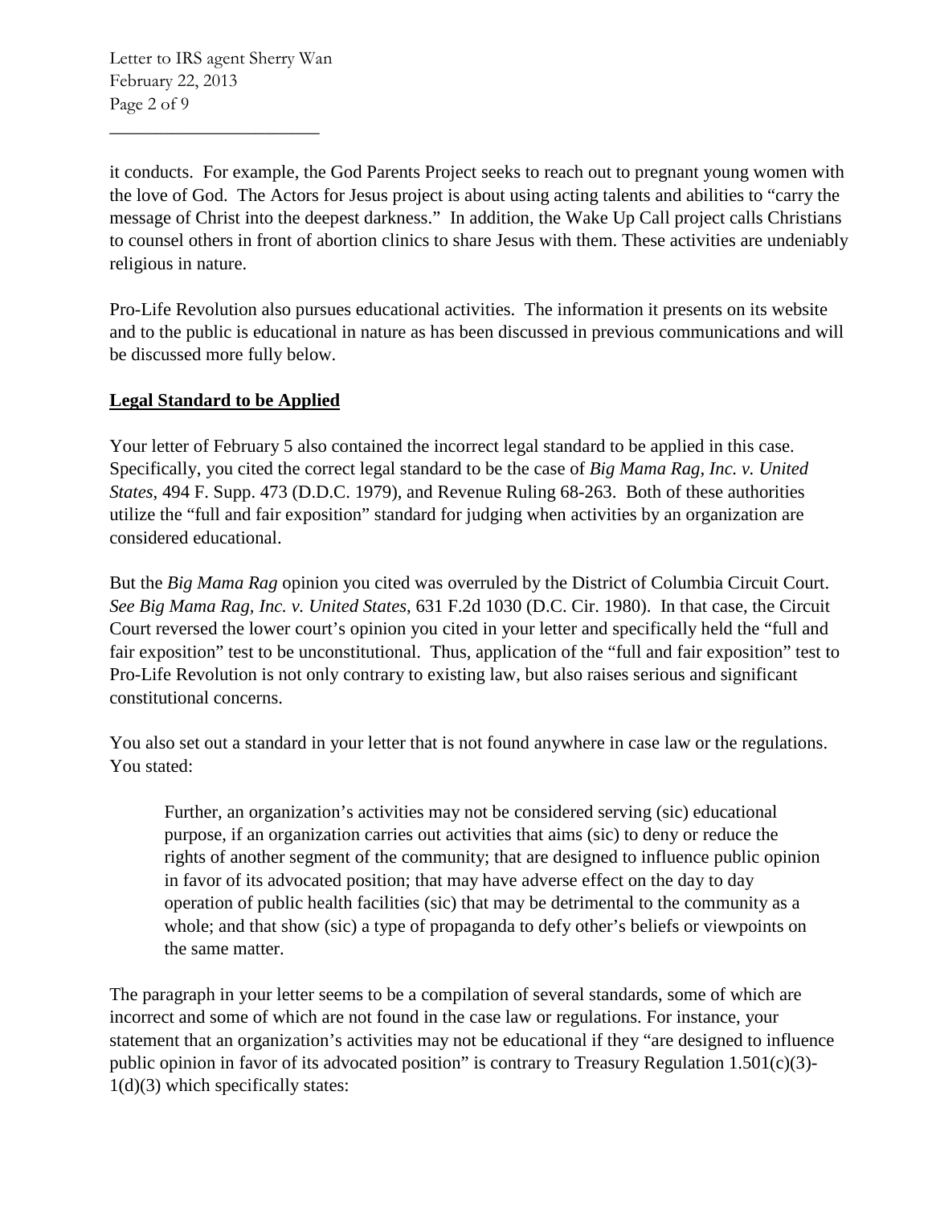it conducts. For example, the God Parents Project seeks to reach out to pregnant young women with the love of God. The Actors for Jesus project is about using acting talents and abilities to "carry the message of Christ into the deepest darkness." In addition, the Wake Up Call project calls Christians to counsel others in front of abortion clinics to share Jesus with them. These activities are undeniably religious in nature.

Pro-Life Revolution also pursues educational activities. The information it presents on its website and to the public is educational in nature as has been discussed in previous communications and will be discussed more fully below.

**Legal Standard to be Applied**

Your letter of February 5 also contained the incorrect legal standard to be applied in this case. Specifically, you cited the correct legal standard to be the case of *Big Mama Rag, Inc. v. United States*, 494 F. Supp. 473 (D.D.C. 1979), and Revenue Ruling 68-263. Both of these authorities utilize the "full and fair exposition" standard for judging when activities by an organization are considered educational.

But the *Big Mama Rag* opinion you cited was overruled by the District of Columbia Circuit Court. *See Big Mama Rag, Inc. v. United States*, 631 F.2d 1030 (D.C. Cir. 1980). In that case, the Circuit Court reversed the lower court's opinion you cited in your letter and specifically held the "full and fair exposition" test to be unconstitutional. Thus, application of the "full and fair exposition" test to Pro-Life Revolution is not only contrary to existing law, but also raises serious and significant constitutional concerns.

You also set out a standard in your letter that is not found anywhere in case law or the regulations. You stated:

> Further, an organization's activities may not be considered serving (sic) educational purpose, if an organization carries out activities that aims (sic) to deny or reduce the rights of another segment of the community; that are designed to influence public opinion in favor of its advocated position; that may have adverse effect on the day to day operation of public health facilities (sic) that may be detrimental to the community as a whole; and that show (sic) a type of propaganda to defy other's beliefs or viewpoints on the same matter.

The paragraph in your letter seems to be a compilation of several standards, some of which are incorrect and some of which are not found in the case law or regulations. For instance, your statement that an organization's activities may not be educational if they "are designed to influence public opinion in favor of its advocated position" is contrary to Treasury Regulation 1.501(c)(3)-1(d)(3) which specifically states: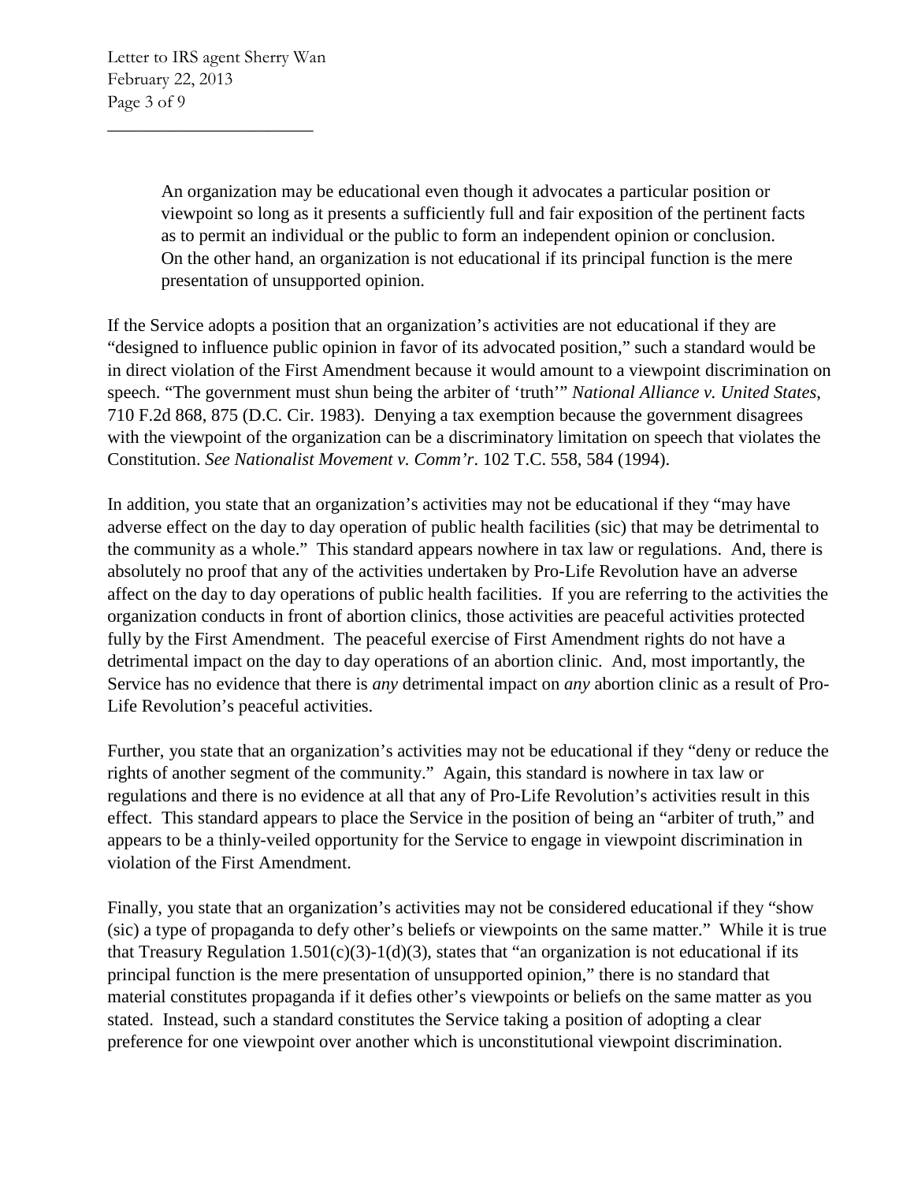> An organization may be educational even though it advocates a particular position or viewpoint so long as it presents a sufficiently full and fair exposition of the pertinent facts as to permit an individual or the public to form an independent opinion or conclusion. On the other hand, an organization is not educational if its principal function is the mere presentation of unsupported opinion.

If the Service adopts a position that an organization's activities are not educational if they are "designed to influence public opinion in favor of its advocated position," such a standard would be in direct violation of the First Amendment because it would amount to a viewpoint discrimination on speech. "The government must shun being the arbiter of 'truth'" *National Alliance v. United States*, 710 F.2d 868, 875 (D.C. Cir. 1983). Denying a tax exemption because the government disagrees with the viewpoint of the organization can be a discriminatory limitation on speech that violates the Constitution. *See Nationalist Movement v. Comm'r*. 102 T.C. 558, 584 (1994).

In addition, you state that an organization's activities may not be educational if they "may have adverse effect on the day to day operation of public health facilities (sic) that may be detrimental to the community as a whole." This standard appears nowhere in tax law or regulations. And, there is absolutely no proof that any of the activities undertaken by Pro-Life Revolution have an adverse affect on the day to day operations of public health facilities. If you are referring to the activities the organization conducts in front of abortion clinics, those activities are peaceful activities protected fully by the First Amendment. The peaceful exercise of First Amendment rights do not have a detrimental impact on the day to day operations of an abortion clinic. And, most importantly, the Service has no evidence that there is *any* detrimental impact on *any* abortion clinic as a result of Pro-Life Revolution's peaceful activities.

Further, you state that an organization's activities may not be educational if they "deny or reduce the rights of another segment of the community." Again, this standard is nowhere in tax law or regulations and there is no evidence at all that any of Pro-Life Revolution's activities result in this effect. This standard appears to place the Service in the position of being an "arbiter of truth," and appears to be a thinly-veiled opportunity for the Service to engage in viewpoint discrimination in violation of the First Amendment.

Finally, you state that an organization's activities may not be considered educational if they "show (sic) a type of propaganda to defy other's beliefs or viewpoints on the same matter." While it is true that Treasury Regulation 1.501(c)(3)-1(d)(3), states that "an organization is not educational if its principal function is the mere presentation of unsupported opinion," there is no standard that material constitutes propaganda if it defies other's viewpoints or beliefs on the same matter as you stated. Instead, such a standard constitutes the Service taking a position of adopting a clear preference for one viewpoint over another which is unconstitutional viewpoint discrimination.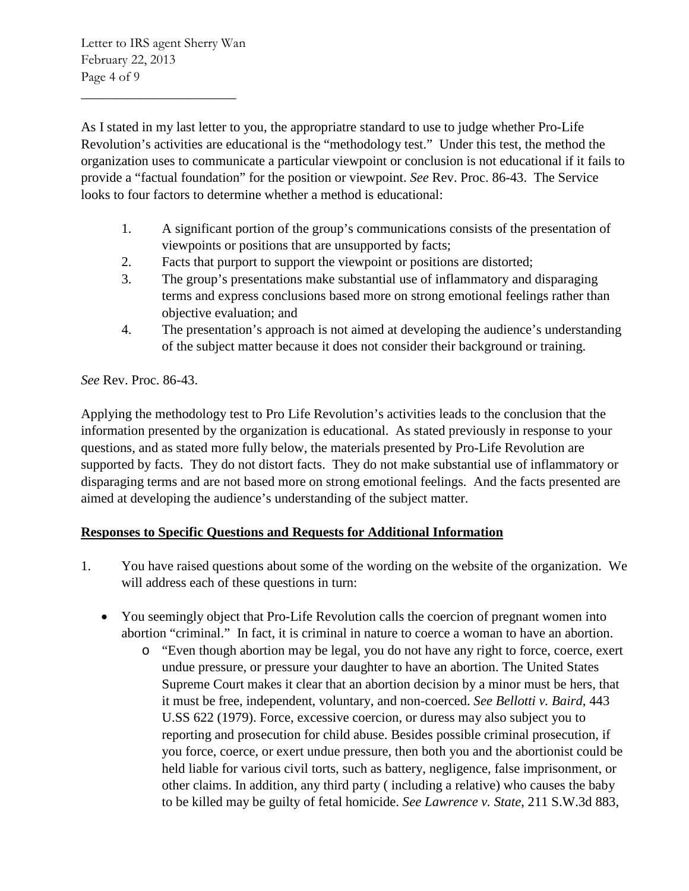As I stated in my last letter to you, the appropriatre standard to use to judge whether Pro-Life Revolution's activities are educational is the "methodology test." Under this test, the method the organization uses to communicate a particular viewpoint or conclusion is not educational if it fails to provide a "factual foundation" for the position or viewpoint. *See* Rev. Proc. 86-43. The Service looks to four factors to determine whether a method is educational:

1. A significant portion of the group's communications consists of the presentation of viewpoints or positions that are unsupported by facts;
2. Facts that purport to support the viewpoint or positions are distorted;
3. The group's presentations make substantial use of inflammatory and disparaging terms and express conclusions based more on strong emotional feelings rather than objective evaluation; and
4. The presentation's approach is not aimed at developing the audience's understanding of the subject matter because it does not consider their background or training.

*See* Rev. Proc. 86-43.

Applying the methodology test to Pro Life Revolution's activities leads to the conclusion that the information presented by the organization is educational. As stated previously in response to your questions, and as stated more fully below, the materials presented by Pro-Life Revolution are supported by facts. They do not distort facts. They do not make substantial use of inflammatory or disparaging terms and are not based more on strong emotional feelings. And the facts presented are aimed at developing the audience's understanding of the subject matter.

**<u>Responses to Specific Questions and Requests for Additional Information</u>**

1. You have raised questions about some of the wording on the website of the organization. We will address each of these questions in turn:

   - You seemingly object that Pro-Life Revolution calls the coercion of pregnant women into abortion "criminal." In fact, it is criminal in nature to coerce a woman to have an abortion.
     - "Even though abortion may be legal, you do not have any right to force, coerce, exert undue pressure, or pressure your daughter to have an abortion. The United States Supreme Court makes it clear that an abortion decision by a minor must be hers, that it must be free, independent, voluntary, and non-coerced. *See Bellotti v. Baird*, 443 U.SS 622 (1979). Force, excessive coercion, or duress may also subject you to reporting and prosecution for child abuse. Besides possible criminal prosecution, if you force, coerce, or exert undue pressure, then both you and the abortionist could be held liable for various civil torts, such as battery, negligence, false imprisonment, or other claims. In addition, any third party ( including a relative) who causes the baby to be killed may be guilty of fetal homicide. *See Lawrence v. State*, 211 S.W.3d 883,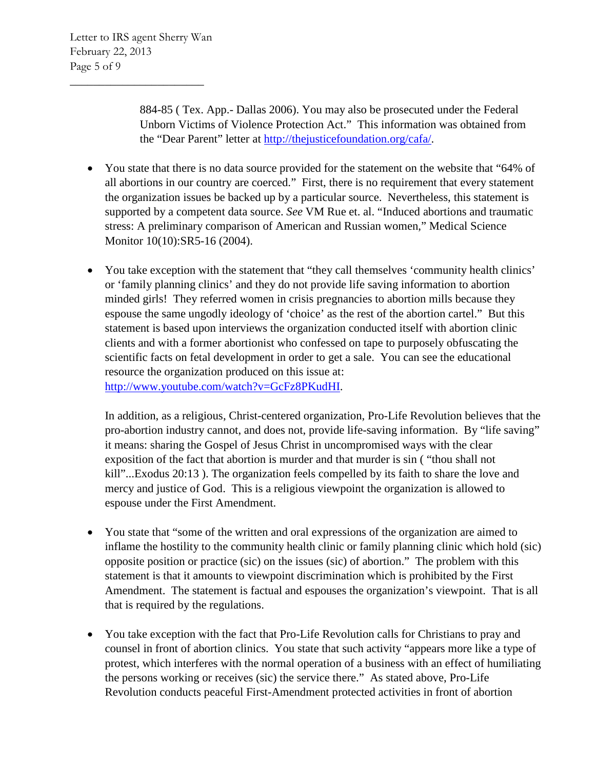884-85 ( Tex. App.- Dallas 2006). You may also be prosecuted under the Federal Unborn Victims of Violence Protection Act." This information was obtained from the "Dear Parent" letter at http://thejusticefoundation.org/cafa/.

- You state that there is no data source provided for the statement on the website that "64% of all abortions in our country are coerced." First, there is no requirement that every statement the organization issues be backed up by a particular source. Nevertheless, this statement is supported by a competent data source. *See* VM Rue et. al. "Induced abortions and traumatic stress: A preliminary comparison of American and Russian women," Medical Science Monitor 10(10):SR5-16 (2004).

- You take exception with the statement that "they call themselves 'community health clinics' or 'family planning clinics' and they do not provide life saving information to abortion minded girls! They referred women in crisis pregnancies to abortion mills because they espouse the same ungodly ideology of 'choice' as the rest of the abortion cartel." But this statement is based upon interviews the organization conducted itself with abortion clinic clients and with a former abortionist who confessed on tape to purposely obfuscating the scientific facts on fetal development in order to get a sale. You can see the educational resource the organization produced on this issue at: http://www.youtube.com/watch?v=GcFz8PKudHI.

  In addition, as a religious, Christ-centered organization, Pro-Life Revolution believes that the pro-abortion industry cannot, and does not, provide life-saving information. By "life saving" it means: sharing the Gospel of Jesus Christ in uncompromised ways with the clear exposition of the fact that abortion is murder and that murder is sin ( "thou shall not kill"...Exodus 20:13 ). The organization feels compelled by its faith to share the love and mercy and justice of God. This is a religious viewpoint the organization is allowed to espouse under the First Amendment.

- You state that "some of the written and oral expressions of the organization are aimed to inflame the hostility to the community health clinic or family planning clinic which hold (sic) opposite position or practice (sic) on the issues (sic) of abortion." The problem with this statement is that it amounts to viewpoint discrimination which is prohibited by the First Amendment. The statement is factual and espouses the organization's viewpoint. That is all that is required by the regulations.

- You take exception with the fact that Pro-Life Revolution calls for Christians to pray and counsel in front of abortion clinics. You state that such activity "appears more like a type of protest, which interferes with the normal operation of a business with an effect of humiliating the persons working or receives (sic) the service there." As stated above, Pro-Life Revolution conducts peaceful First-Amendment protected activities in front of abortion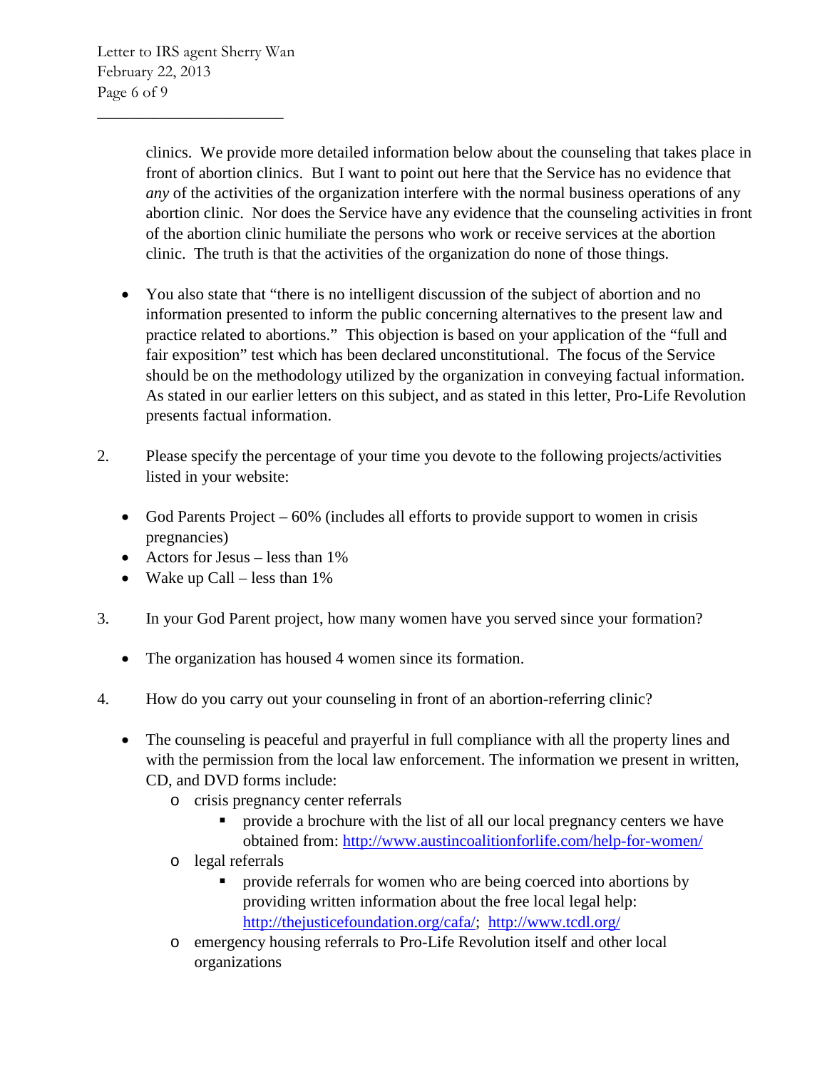clinics. We provide more detailed information below about the counseling that takes place in front of abortion clinics. But I want to point out here that the Service has no evidence that *any* of the activities of the organization interfere with the normal business operations of any abortion clinic. Nor does the Service have any evidence that the counseling activities in front of the abortion clinic humiliate the persons who work or receive services at the abortion clinic. The truth is that the activities of the organization do none of those things.

- You also state that "there is no intelligent discussion of the subject of abortion and no information presented to inform the public concerning alternatives to the present law and practice related to abortions." This objection is based on your application of the "full and fair exposition" test which has been declared unconstitutional. The focus of the Service should be on the methodology utilized by the organization in conveying factual information. As stated in our earlier letters on this subject, and as stated in this letter, Pro-Life Revolution presents factual information.

2. Please specify the percentage of your time you devote to the following projects/activities listed in your website:

   - God Parents Project – 60% (includes all efforts to provide support to women in crisis pregnancies)
   - Actors for Jesus – less than 1%
   - Wake up Call – less than 1%

3. In your God Parent project, how many women have you served since your formation?

   - The organization has housed 4 women since its formation.

4. How do you carry out your counseling in front of an abortion-referring clinic?

   - The counseling is peaceful and prayerful in full compliance with all the property lines and with the permission from the local law enforcement. The information we present in written, CD, and DVD forms include:
     - crisis pregnancy center referrals
       - provide a brochure with the list of all our local pregnancy centers we have obtained from: http://www.austincoalitionforlife.com/help-for-women/
     - legal referrals
       - provide referrals for women who are being coerced into abortions by providing written information about the free local legal help: http://thejusticefoundation.org/cafa/; http://www.tcdl.org/
     - emergency housing referrals to Pro-Life Revolution itself and other local organizations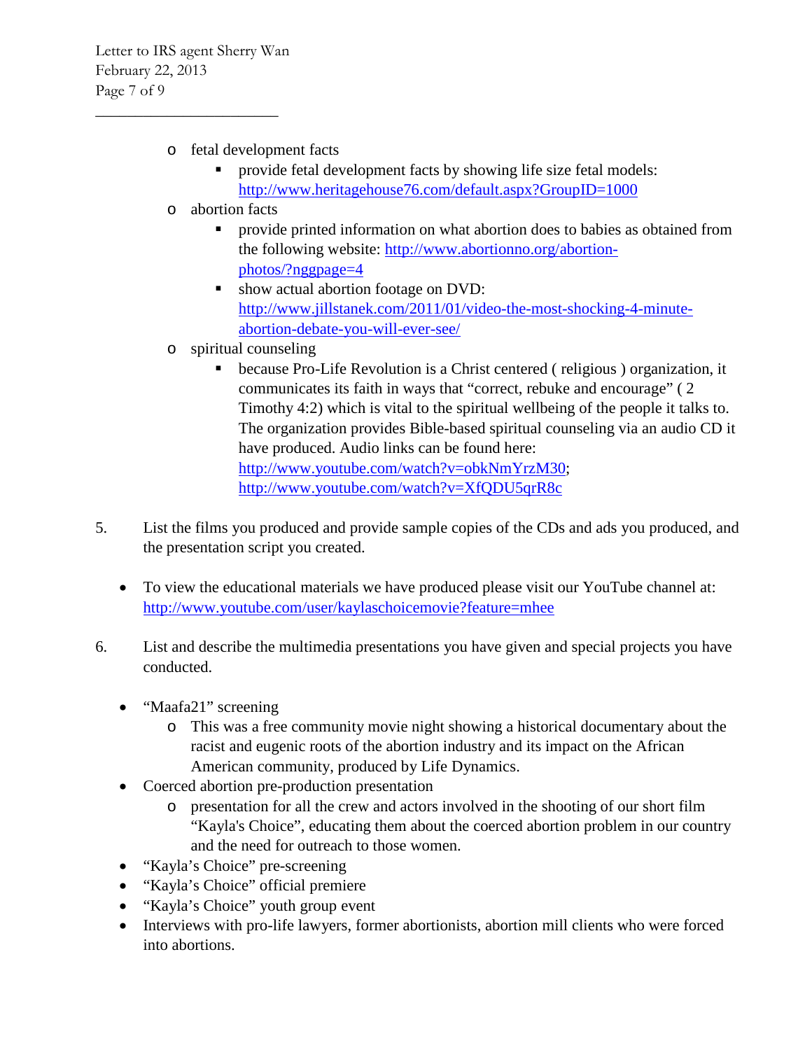- fetal development facts
  - provide fetal development facts by showing life size fetal models: http://www.heritagehouse76.com/default.aspx?GroupID=1000
- abortion facts
  - provide printed information on what abortion does to babies as obtained from the following website: http://www.abortionno.org/abortion-photos/?nggpage=4
  - show actual abortion footage on DVD: http://www.jillstanek.com/2011/01/video-the-most-shocking-4-minute-abortion-debate-you-will-ever-see/
- spiritual counseling
  - because Pro-Life Revolution is a Christ centered ( religious ) organization, it communicates its faith in ways that "correct, rebuke and encourage" ( 2 Timothy 4:2) which is vital to the spiritual wellbeing of the people it talks to. The organization provides Bible-based spiritual counseling via an audio CD it have produced. Audio links can be found here: http://www.youtube.com/watch?v=obkNmYrzM30; http://www.youtube.com/watch?v=XfQDU5qrR8c

5. List the films you produced and provide sample copies of the CDs and ads you produced, and the presentation script you created.

- To view the educational materials we have produced please visit our YouTube channel at: http://www.youtube.com/user/kaylaschoicemovie?feature=mhee

6. List and describe the multimedia presentations you have given and special projects you have conducted.

- "Maafa21" screening
  - This was a free community movie night showing a historical documentary about the racist and eugenic roots of the abortion industry and its impact on the African American community, produced by Life Dynamics.
- Coerced abortion pre-production presentation
  - presentation for all the crew and actors involved in the shooting of our short film "Kayla's Choice", educating them about the coerced abortion problem in our country and the need for outreach to those women.
- "Kayla's Choice" pre-screening
- "Kayla's Choice" official premiere
- "Kayla's Choice" youth group event
- Interviews with pro-life lawyers, former abortionists, abortion mill clients who were forced into abortions.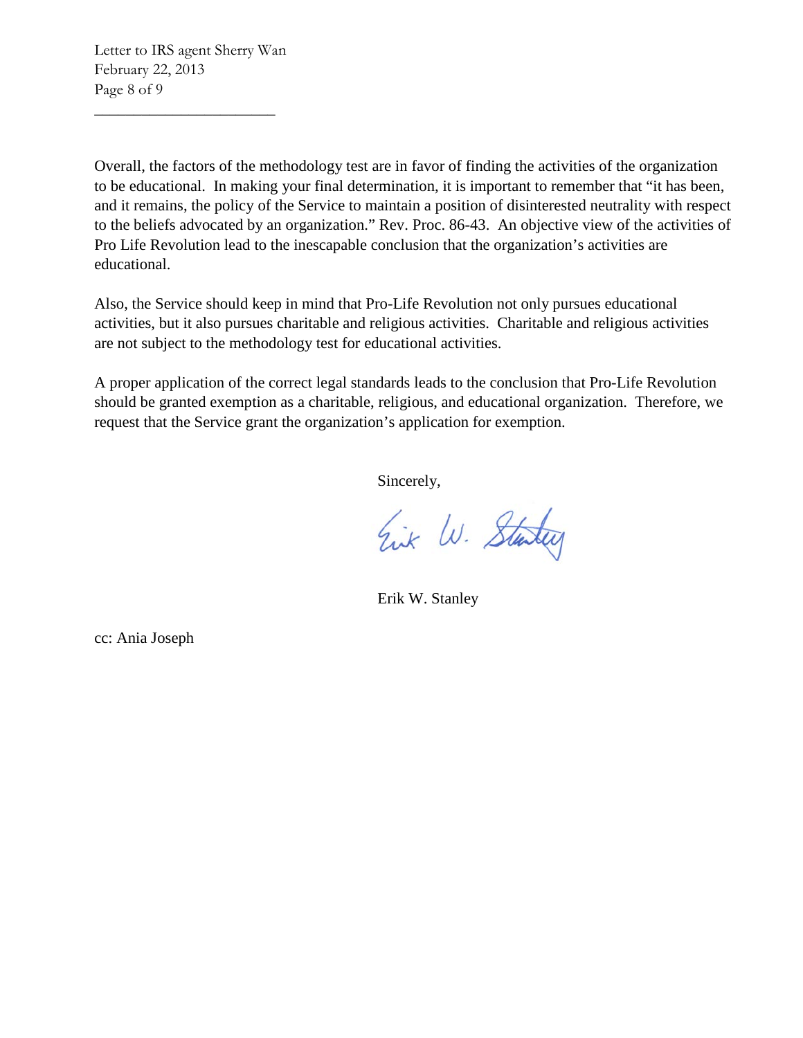Overall, the factors of the methodology test are in favor of finding the activities of the organization to be educational. In making your final determination, it is important to remember that "it has been, and it remains, the policy of the Service to maintain a position of disinterested neutrality with respect to the beliefs advocated by an organization." Rev. Proc. 86-43. An objective view of the activities of Pro Life Revolution lead to the inescapable conclusion that the organization's activities are educational.

Also, the Service should keep in mind that Pro-Life Revolution not only pursues educational activities, but it also pursues charitable and religious activities. Charitable and religious activities are not subject to the methodology test for educational activities.

A proper application of the correct legal standards leads to the conclusion that Pro-Life Revolution should be granted exemption as a charitable, religious, and educational organization. Therefore, we request that the Service grant the organization's application for exemption.

Sincerely,

Erik W. Stanley

cc: Ania Joseph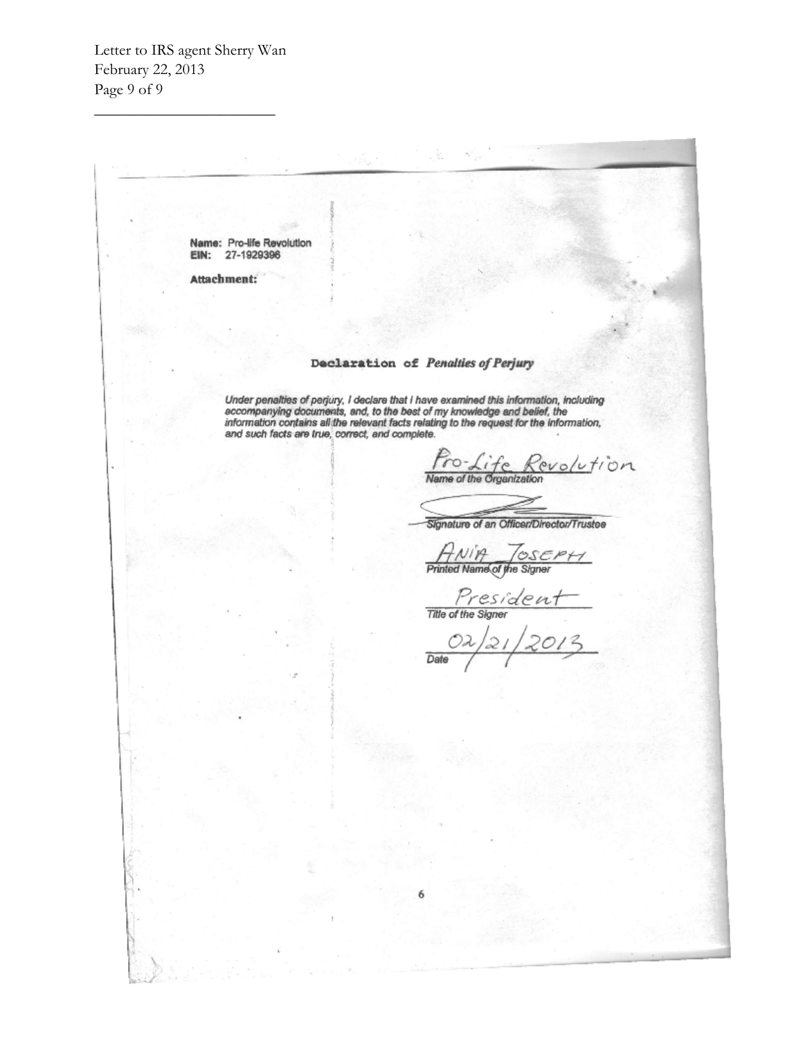Name: Pro-life Revolution
EIN: 27-1929396

**Attachment:**

## Declaration of *Penalties of Perjury*

*Under penalties of perjury, I declare that I have examined this information, including accompanying documents, and, to the best of my knowledge and belief, the information contains all the relevant facts relating to the request for the information, and such facts are true, correct, and complete.*

Pro-Life Revolution
Name of the Organization

Signature of an Officer/Director/Trustee

ANIA JOSEPH
Printed Name of the Signer

President
Title of the Signer

02/21/2013
Date